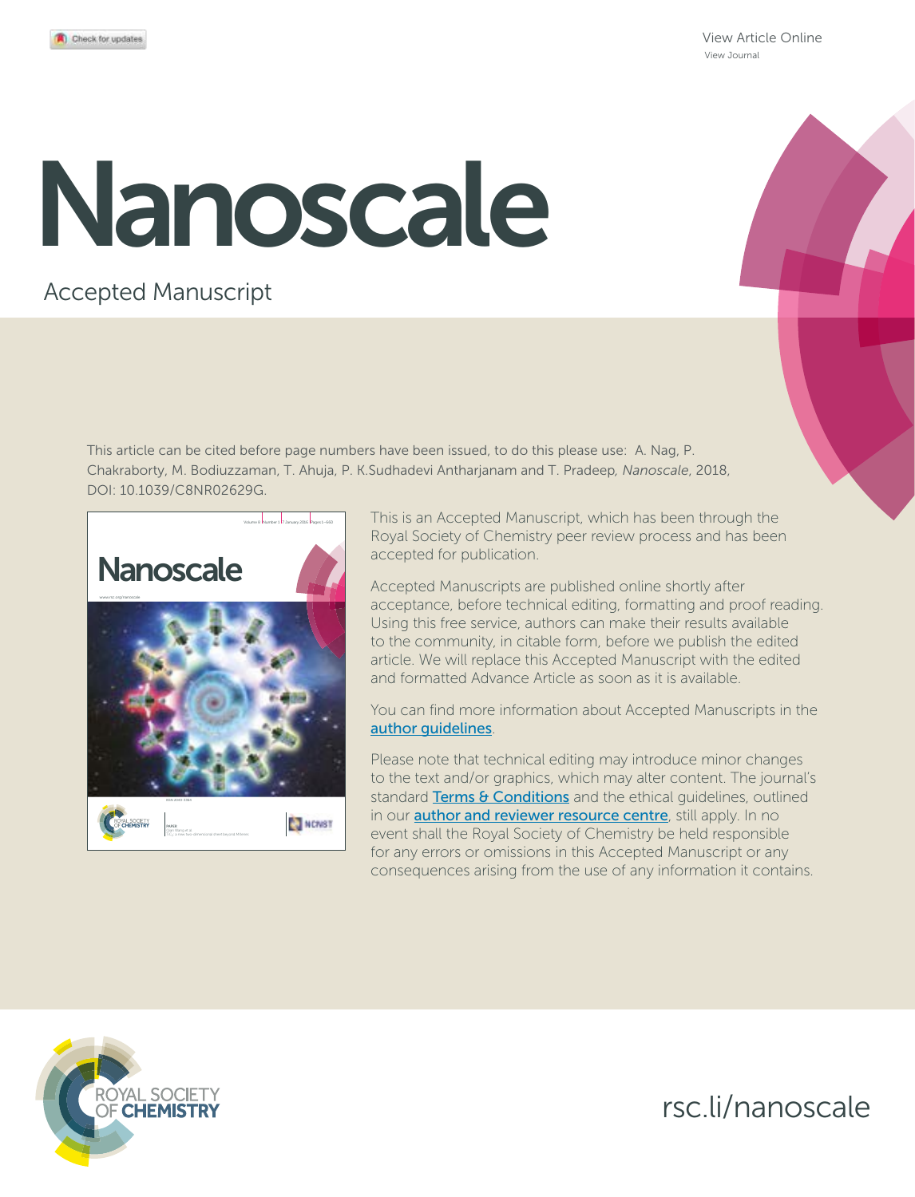View Article Online

View Journal

# Nanoscale

Accepted Manuscript

This article can be cited before page numbers have been issued, to do this please use: A. Nag, P. Chakraborty, M. Bodiuzzaman, T. Ahuja, P. K.Sudhadevi Antharjanam and T. Pradeep, *Nanoscale*, 2018, DOI: 10.1039/C8NR02629G.

This is an Accepted Manuscript, which has been through the Royal Society of Chemistry peer review process and has been accepted for publication.

Accepted Manuscripts are published online shortly after acceptance, before technical editing, formatting and proof reading. Using this free service, authors can make their results available to the community, in citable form, before we publish the edited article. We will replace this Accepted Manuscript with the edited and formatted Advance Article as soon as it is available.

You can find more information about Accepted Manuscripts in the author guidelines.

Please note that technical editing may introduce minor changes to the text and/or graphics, which may alter content. The journal's standard Terms & Conditions and the ethical guidelines, outlined in our author and reviewer resource centre, still apply. In no event shall the Royal Society of Chemistry be held responsible for any errors or omissions in this Accepted Manuscript or any consequences arising from the use of any information it contains.

ROYAL SOCIETY OF CHEMISTRY

rsc.li/nanoscale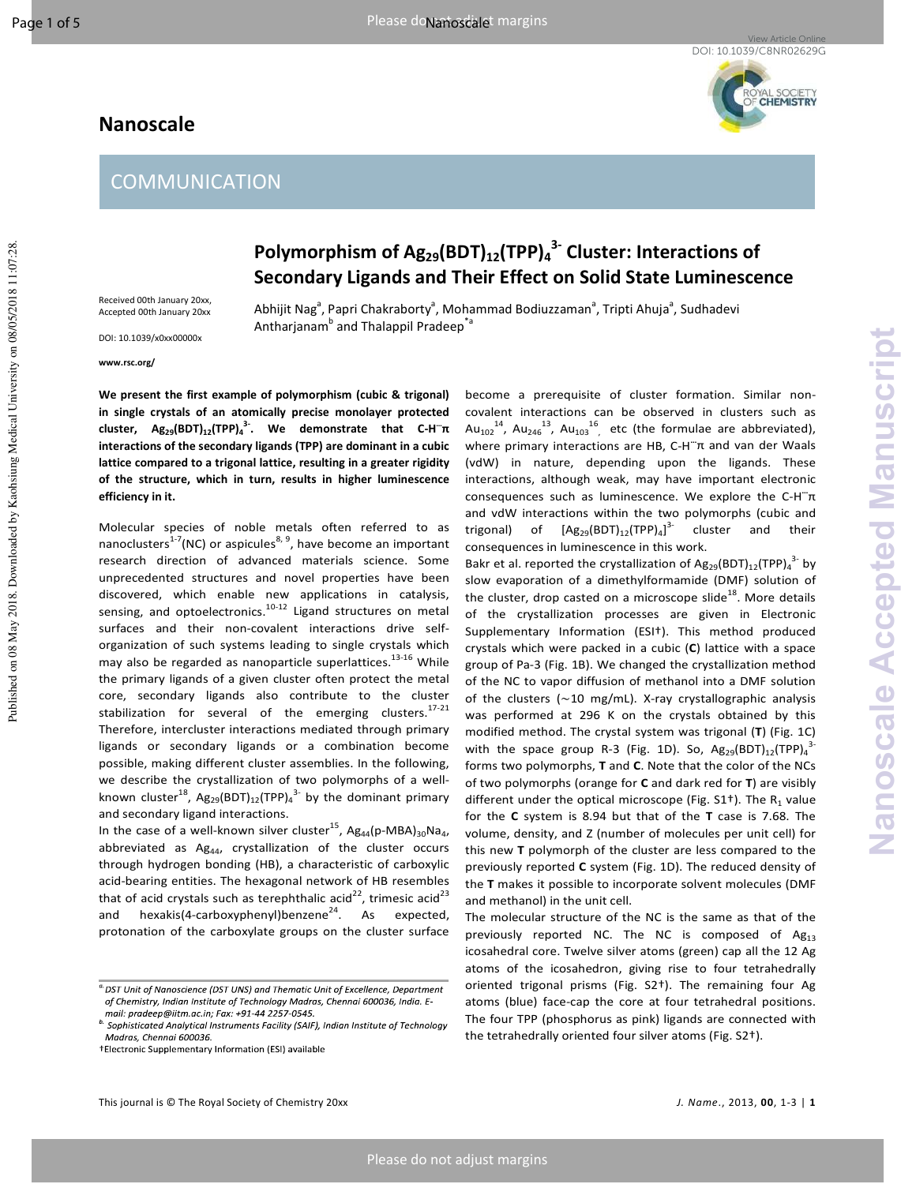# Nanoscale

COMMUNICATION

# Polymorphism of $Ag_{29}(BDT)_{12}(TPP)_4^{3-}$ Cluster: Interactions of Secondary Ligands and Their Effect on Solid State Luminescence

Received 00th January 20xx,
Accepted 00th January 20xx

DOI: 10.1039/x0xx00000x

www.rsc.org/

Abhijit Nag[a], Papri Chakraborty[a], Mohammad Bodiuzzaman[a], Tripti Ahuja[a], Sudhadevi Antharjanam[b] and Thalappil Pradeep*[a]

**We present the first example of polymorphism (cubic & trigonal) in single crystals of an atomically precise monolayer protected cluster, $Ag_{29}(BDT)_{12}(TPP)_4^{3-}$. We demonstrate that C-H⋯π interactions of the secondary ligands (TPP) are dominant in a cubic lattice compared to a trigonal lattice, resulting in a greater rigidity of the structure, which in turn, results in higher luminescence efficiency in it.**

Molecular species of noble metals often referred to as nanoclusters[1-7](NC) or aspicules[8, 9], have become an important research direction of advanced materials science. Some unprecedented structures and novel properties have been discovered, which enable new applications in catalysis, sensing, and optoelectronics.[10-12] Ligand structures on metal surfaces and their non-covalent interactions drive self-organization of such systems leading to single crystals which may also be regarded as nanoparticle superlattices.[13-16] While the primary ligands of a given cluster often protect the metal core, secondary ligands also contribute to the cluster stabilization for several of the emerging clusters.[17-21] Therefore, intercluster interactions mediated through primary ligands or secondary ligands or a combination become possible, making different cluster assemblies. In the following, we describe the crystallization of two polymorphs of a well-known cluster[18], $Ag_{29}(BDT)_{12}(TPP)_4^{3-}$ by the dominant primary and secondary ligand interactions.

In the case of a well-known silver cluster[15], $Ag_{44}(p\text{-MBA})_{30}Na_4$, abbreviated as $Ag_{44}$, crystallization of the cluster occurs through hydrogen bonding (HB), a characteristic of carboxylic acid-bearing entities. The hexagonal network of HB resembles that of acid crystals such as terephthalic acid[22], trimesic acid[23] and hexakis(4-carboxyphenyl)benzene[24]. As expected, protonation of the carboxylate groups on the cluster surface become a prerequisite of cluster formation. Similar non-covalent interactions can be observed in clusters such as $Au_{102}$[14], $Au_{246}$[13], $Au_{103}$[16], etc (the formulae are abbreviated), where primary interactions are HB, C-H⋯π and van der Waals (vdW) in nature, depending upon the ligands. These interactions, although weak, may have important electronic consequences such as luminescence. We explore the C-H⋯π and vdW interactions within the two polymorphs (cubic and trigonal) of $[Ag_{29}(BDT)_{12}(TPP)_4]^{3-}$ cluster and their consequences in luminescence in this work.

Bakr et al. reported the crystallization of $Ag_{29}(BDT)_{12}(TPP)_4^{3-}$ by slow evaporation of a dimethylformamide (DMF) solution of the cluster, drop casted on a microscope slide[18]. More details of the crystallization processes are given in Electronic Supplementary Information (ESI†). This method produced crystals which were packed in a cubic (**C**) lattice with a space group of Pa-3 (Fig. 1B). We changed the crystallization method of the NC to vapor diffusion of methanol into a DMF solution of the clusters (~10 mg/mL). X-ray crystallographic analysis was performed at 296 K on the crystals obtained by this modified method. The crystal system was trigonal (**T**) (Fig. 1C) with the space group R-3 (Fig. 1D). So, $Ag_{29}(BDT)_{12}(TPP)_4^{3-}$ forms two polymorphs, **T** and **C**. Note that the color of the NCs of two polymorphs (orange for **C** and dark red for **T**) are visibly different under the optical microscope (Fig. S1†). The $R_1$ value for the **C** system is 8.94 but that of the **T** case is 7.68. The volume, density, and Z (number of molecules per unit cell) for this new **T** polymorph of the cluster are less compared to the previously reported **C** system (Fig. 1D). The reduced density of the **T** makes it possible to incorporate solvent molecules (DMF and methanol) in the unit cell.

The molecular structure of the NC is the same as that of the previously reported NC. The NC is composed of $Ag_{13}$ icosahedral core. Twelve silver atoms (green) cap all the 12 Ag atoms of the icosahedron, giving rise to four tetrahedrally oriented trigonal prisms (Fig. S2†). The remaining four Ag atoms (blue) face-cap the core at four tetrahedral positions. The four TPP (phosphorus as pink) ligands are connected with the tetrahedrally oriented four silver atoms (Fig. S2†).

[a] DST Unit of Nanoscience (DST UNS) and Thematic Unit of Excellence, Department of Chemistry, Indian Institute of Technology Madras, Chennai 600036, India. E-mail: pradeep@iitm.ac.in; Fax: +91-44 2257-0545.
[b] Sophisticated Analytical Instruments Facility (SAIF), Indian Institute of Technology Madras, Chennai 600036.
†Electronic Supplementary Information (ESI) available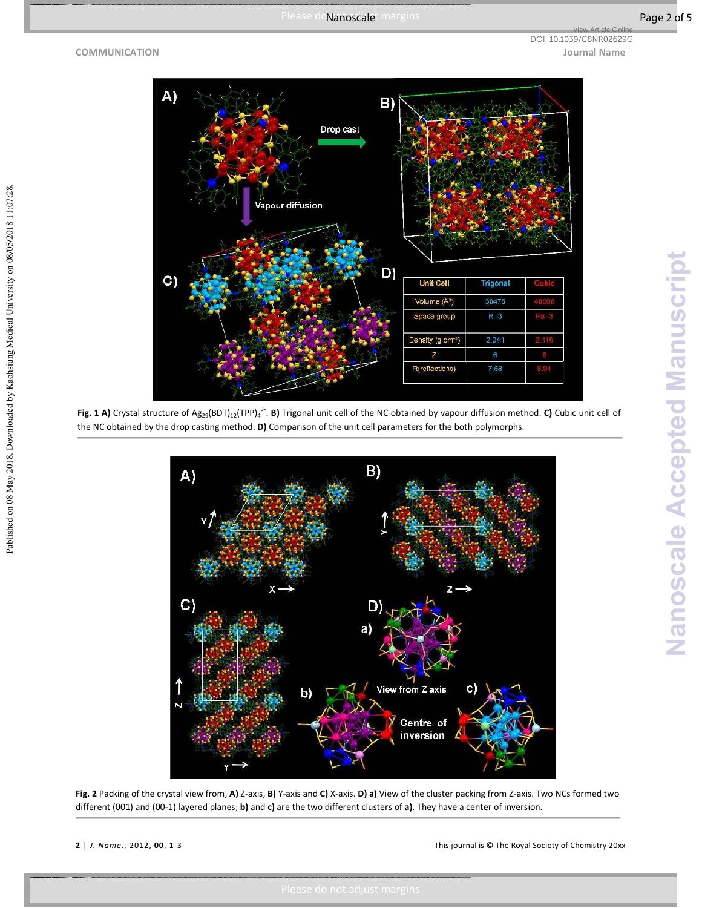| Unit Cell | Trigonal | Cubic |
|---|---|---|
| Volume (Å³) | 30475 | 40006 |
| Space group | R -3 | Pa -3 |
| Density (g cm⁻³) | 2.041 | 2.116 |
| Z | 6 | 8 |
| R(reflections) | 7.68 | 8.94 |

**Fig. 1 A)** Crystal structure of $Ag_{29}(BDT)_{12}(TPP)_4^{3-}$. **B)** Trigonal unit cell of the NC obtained by vapour diffusion method. **C)** Cubic unit cell of the NC obtained by the drop casting method. **D)** Comparison of the unit cell parameters for the both polymorphs.

**Fig. 2** Packing of the crystal view from, **A)** Z-axis, **B)** Y-axis and **C)** X-axis. **D) a)** View of the cluster packing from Z-axis. Two NCs formed two different (001) and (00-1) layered planes; **b)** and **c)** are the two different clusters of **a)**. They have a center of inversion.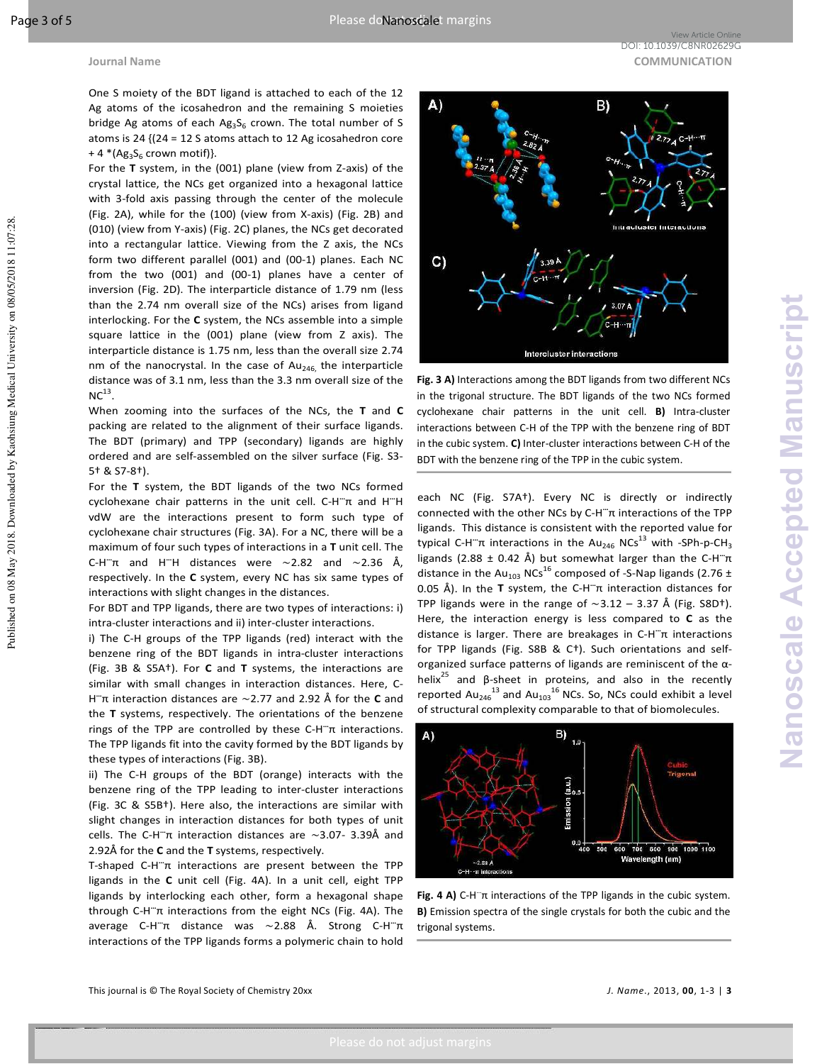One S moiety of the BDT ligand is attached to each of the 12 Ag atoms of the icosahedron and the remaining S moieties bridge Ag atoms of each $Ag_3S_6$ crown. The total number of S atoms is 24 {(24 = 12 S atoms attach to 12 Ag icosahedron core + 4 *($Ag_3S_6$ crown motif)}.

For the **T** system, in the (001) plane (view from Z-axis) of the crystal lattice, the NCs get organized into a hexagonal lattice with 3-fold axis passing through the center of the molecule (Fig. 2A), while for the (100) (view from X-axis) (Fig. 2B) and (010) (view from Y-axis) (Fig. 2C) planes, the NCs get decorated into a rectangular lattice. Viewing from the Z axis, the NCs form two different parallel (001) and (00-1) planes. Each NC from the two (001) and (00-1) planes have a center of inversion (Fig. 2D). The interparticle distance of 1.79 nm (less than the 2.74 nm overall size of the NCs) arises from ligand interlocking. For the **C** system, the NCs assemble into a simple square lattice in the (001) plane (view from Z axis). The interparticle distance is 1.75 nm, less than the overall size 2.74 nm of the nanocrystal. In the case of $Au_{246}$, the interparticle distance was of 3.1 nm, less than the 3.3 nm overall size of the NC[13].

When zooming into the surfaces of the NCs, the **T** and **C** packing are related to the alignment of their surface ligands. The BDT (primary) and TPP (secondary) ligands are highly ordered and are self-assembled on the silver surface (Fig. S3-5† & S7-8†).

For the **T** system, the BDT ligands of the two NCs formed cyclohexane chair patterns in the unit cell. C-H⋯π and H⋯H vdW are the interactions present to form such type of cyclohexane chair structures (Fig. 3A). For a NC, there will be a maximum of four such types of interactions in a **T** unit cell. The C-H⋯π and H⋯H distances were ~2.82 and ~2.36 Å, respectively. In the **C** system, every NC has six same types of interactions with slight changes in the distances.

For BDT and TPP ligands, there are two types of interactions: i) intra-cluster interactions and ii) inter-cluster interactions.

i) The C-H groups of the TPP ligands (red) interact with the benzene ring of the BDT ligands in intra-cluster interactions (Fig. 3B & S5A†). For **C** and **T** systems, the interactions are similar with small changes in interaction distances. Here, C-H⋯π interaction distances are ~2.77 and 2.92 Å for the **C** and the **T** systems, respectively. The orientations of the benzene rings of the TPP are controlled by these C-H⋯π interactions. The TPP ligands fit into the cavity formed by the BDT ligands by these types of interactions (Fig. 3B).

ii) The C-H groups of the BDT (orange) interacts with the benzene ring of the TPP leading to inter-cluster interactions (Fig. 3C & S5B†). Here also, the interactions are similar with slight changes in interaction distances for both types of unit cells. The C-H⋯π interaction distances are ~3.07- 3.39Å and 2.92Å for the **C** and the **T** systems, respectively.

T-shaped C-H⋯π interactions are present between the TPP ligands in the **C** unit cell (Fig. 4A). In a unit cell, eight TPP ligands by interlocking each other, form a hexagonal shape through C-H⋯π interactions from the eight NCs (Fig. 4A). The average C-H⋯π distance was ~2.88 Å. Strong C-H⋯π interactions of the TPP ligands forms a polymeric chain to hold

A)
C-H⋯π 2.82 Å
H⋯π 2.37 Å
H⋯H 2.36 Å
B)
2.77 Å C-H⋯π
C-H⋯π
2.77 Å
2.77 Å
C-H⋯π
Intracluster interactions
C)
3.39 Å
C-H⋯π
3.07 Å
C-H⋯π
Intercluster interactions

**Fig. 3 A)** Interactions among the BDT ligands from two different NCs in the trigonal structure. The BDT ligands of the two NCs formed cyclohexane chair patterns in the unit cell. **B)** Intra-cluster interactions between C-H of the TPP with the benzene ring of BDT in the cubic system. **C)** Inter-cluster interactions between C-H of the BDT with the benzene ring of the TPP in the cubic system.

each NC (Fig. S7A†). Every NC is directly or indirectly connected with the other NCs by C-H⋯π interactions of the TPP ligands. This distance is consistent with the reported value for typical C-H⋯π interactions in the $Au_{246}$ NCs[13] with -SPh-p-$CH_3$ ligands (2.88 ± 0.42 Å) but somewhat larger than the C-H⋯π distance in the $Au_{103}$ NCs[16] composed of -S-Nap ligands (2.76 ± 0.05 Å). In the **T** system, the C-H⋯π interaction distances for TPP ligands were in the range of ~3.12 – 3.37 Å (Fig. S8D†). Here, the interaction energy is less compared to **C** as the distance is larger. There are breakages in C-H⋯π interactions for TPP ligands (Fig. S8B & C†). Such orientations and self-organized surface patterns of ligands are reminiscent of the α-helix[25] and β-sheet in proteins, and also in the recently reported $Au_{246}$[13] and $Au_{103}$[16] NCs. So, NCs could exhibit a level of structural complexity comparable to that of biomolecules.

A)
~2.88 Å
C-H⋯π interactions
B)
Emission (a.u.)
1.0
0.5
0.0
400 500 600 700 800 900 1000 1100
Wavelength (nm)
Cubic
Trigonal

**Fig. 4 A)** C-H⋯π interactions of the TPP ligands in the cubic system. **B)** Emission spectra of the single crystals for both the cubic and the trigonal systems.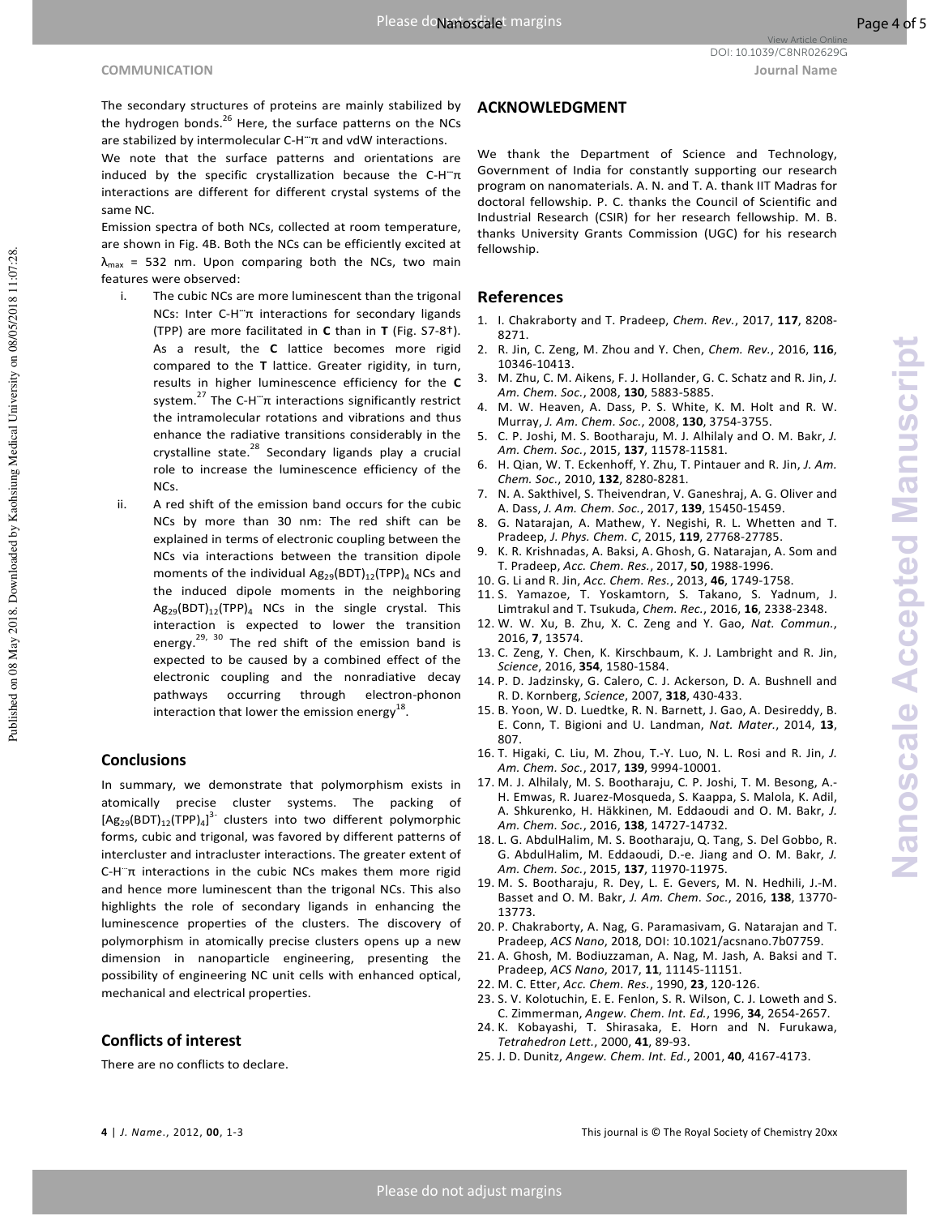The secondary structures of proteins are mainly stabilized by the hydrogen bonds.[26] Here, the surface patterns on the NCs are stabilized by intermolecular C-H⋯π and vdW interactions.

We note that the surface patterns and orientations are induced by the specific crystallization because the C-H⋯π interactions are different for different crystal systems of the same NC.

Emission spectra of both NCs, collected at room temperature, are shown in Fig. 4B. Both the NCs can be efficiently excited at $\lambda_{max}$ = 532 nm. Upon comparing both the NCs, two main features were observed:

i. The cubic NCs are more luminescent than the trigonal NCs: Inter C-H⋯π interactions for secondary ligands (TPP) are more facilitated in **C** than in **T** (Fig. S7-8†). As a result, the **C** lattice becomes more rigid compared to the **T** lattice. Greater rigidity, in turn, results in higher luminescence efficiency for the **C** system.[27] The C-H⋯π interactions significantly restrict the intramolecular rotations and vibrations and thus enhance the radiative transitions considerably in the crystalline state.[28] Secondary ligands play a crucial role to increase the luminescence efficiency of the NCs.

ii. A red shift of the emission band occurs for the cubic NCs by more than 30 nm: The red shift can be explained in terms of electronic coupling between the NCs via interactions between the transition dipole moments of the individual $Ag_{29}(BDT)_{12}(TPP)_4$ NCs and the induced dipole moments in the neighboring $Ag_{29}(BDT)_{12}(TPP)_4$ NCs in the single crystal. This interaction is expected to lower the transition energy.[29, 30] The red shift of the emission band is expected to be caused by a combined effect of the electronic coupling and the nonradiative decay pathways occurring through electron-phonon interaction that lower the emission energy[18].

## Conclusions

In summary, we demonstrate that polymorphism exists in atomically precise cluster systems. The packing of $[Ag_{29}(BDT)_{12}(TPP)_4]^{3-}$ clusters into two different polymorphic forms, cubic and trigonal, was favored by different patterns of intercluster and intracluster interactions. The greater extent of C-H⋯π interactions in the cubic NCs makes them more rigid and hence more luminescent than the trigonal NCs. This also highlights the role of secondary ligands in enhancing the luminescence properties of the clusters. The discovery of polymorphism in atomically precise clusters opens up a new dimension in nanoparticle engineering, presenting the possibility of engineering NC unit cells with enhanced optical, mechanical and electrical properties.

## Conflicts of interest

There are no conflicts to declare.

## ACKNOWLEDGMENT

We thank the Department of Science and Technology, Government of India for constantly supporting our research program on nanomaterials. A. N. and T. A. thank IIT Madras for doctoral fellowship. P. C. thanks the Council of Scientific and Industrial Research (CSIR) for her research fellowship. M. B. thanks University Grants Commission (UGC) for his research fellowship.

## References

1. I. Chakraborty and T. Pradeep, *Chem. Rev.*, 2017, **117**, 8208-8271.
2. R. Jin, C. Zeng, M. Zhou and Y. Chen, *Chem. Rev.*, 2016, **116**, 10346-10413.
3. M. Zhu, C. M. Aikens, F. J. Hollander, G. C. Schatz and R. Jin, *J. Am. Chem. Soc.*, 2008, **130**, 5883-5885.
4. M. W. Heaven, A. Dass, P. S. White, K. M. Holt and R. W. Murray, *J. Am. Chem. Soc.*, 2008, **130**, 3754-3755.
5. C. P. Joshi, M. S. Bootharaju, M. J. Alhilaly and O. M. Bakr, *J. Am. Chem. Soc.*, 2015, **137**, 11578-11581.
6. H. Qian, W. T. Eckenhoff, Y. Zhu, T. Pintauer and R. Jin, *J. Am. Chem. Soc.*, 2010, **132**, 8280-8281.
7. N. A. Sakthivel, S. Theivendran, V. Ganeshraj, A. G. Oliver and A. Dass, *J. Am. Chem. Soc.*, 2017, **139**, 15450-15459.
8. G. Natarajan, A. Mathew, Y. Negishi, R. L. Whetten and T. Pradeep, *J. Phys. Chem. C*, 2015, **119**, 27768-27785.
9. K. R. Krishnadas, A. Baksi, A. Ghosh, G. Natarajan, A. Som and T. Pradeep, *Acc. Chem. Res.*, 2017, **50**, 1988-1996.
10. G. Li and R. Jin, *Acc. Chem. Res.*, 2013, **46**, 1749-1758.
11. S. Yamazoe, T. Yoskamtorn, S. Takano, S. Yadnum, J. Limtrakul and T. Tsukuda, *Chem. Rec.*, 2016, **16**, 2338-2348.
12. W. W. Xu, B. Zhu, X. C. Zeng and Y. Gao, *Nat. Commun.*, 2016, **7**, 13574.
13. C. Zeng, Y. Chen, K. Kirschbaum, K. J. Lambright and R. Jin, *Science*, 2016, **354**, 1580-1584.
14. P. D. Jadzinsky, G. Calero, C. J. Ackerson, D. A. Bushnell and R. D. Kornberg, *Science*, 2007, **318**, 430-433.
15. B. Yoon, W. D. Luedtke, R. N. Barnett, J. Gao, A. Desireddy, B. E. Conn, T. Bigioni and U. Landman, *Nat. Mater.*, 2014, **13**, 807.
16. T. Higaki, C. Liu, M. Zhou, T.-Y. Luo, N. L. Rosi and R. Jin, *J. Am. Chem. Soc.*, 2017, **139**, 9994-10001.
17. M. J. Alhilaly, M. S. Bootharaju, C. P. Joshi, T. M. Besong, A.-H. Emwas, R. Juarez-Mosqueda, S. Kaappa, S. Malola, K. Adil, A. Shkurenko, H. Häkkinen, M. Eddaoudi and O. M. Bakr, *J. Am. Chem. Soc.*, 2016, **138**, 14727-14732.
18. L. G. AbdulHalim, M. S. Bootharaju, Q. Tang, S. Del Gobbo, R. G. AbdulHalim, M. Eddaoudi, D.-e. Jiang and O. M. Bakr, *J. Am. Chem. Soc.*, 2015, **137**, 11970-11975.
19. M. S. Bootharaju, R. Dey, L. E. Gevers, M. N. Hedhili, J.-M. Basset and O. M. Bakr, *J. Am. Chem. Soc.*, 2016, **138**, 13770-13773.
20. P. Chakraborty, A. Nag, G. Paramasivam, G. Natarajan and T. Pradeep, *ACS Nano*, 2018, DOI: 10.1021/acsnano.7b07759.
21. A. Ghosh, M. Bodiuzzaman, A. Nag, M. Jash, A. Baksi and T. Pradeep, *ACS Nano*, 2017, **11**, 11145-11151.
22. M. C. Etter, *Acc. Chem. Res.*, 1990, **23**, 120-126.
23. S. V. Kolotuchin, E. E. Fenlon, S. R. Wilson, C. J. Loweth and S. C. Zimmerman, *Angew. Chem. Int. Ed.*, 1996, **34**, 2654-2657.
24. K. Kobayashi, T. Shirasaka, E. Horn and N. Furukawa, *Tetrahedron Lett.*, 2000, **41**, 89-93.
25. J. D. Dunitz, *Angew. Chem. Int. Ed.*, 2001, **40**, 4167-4173.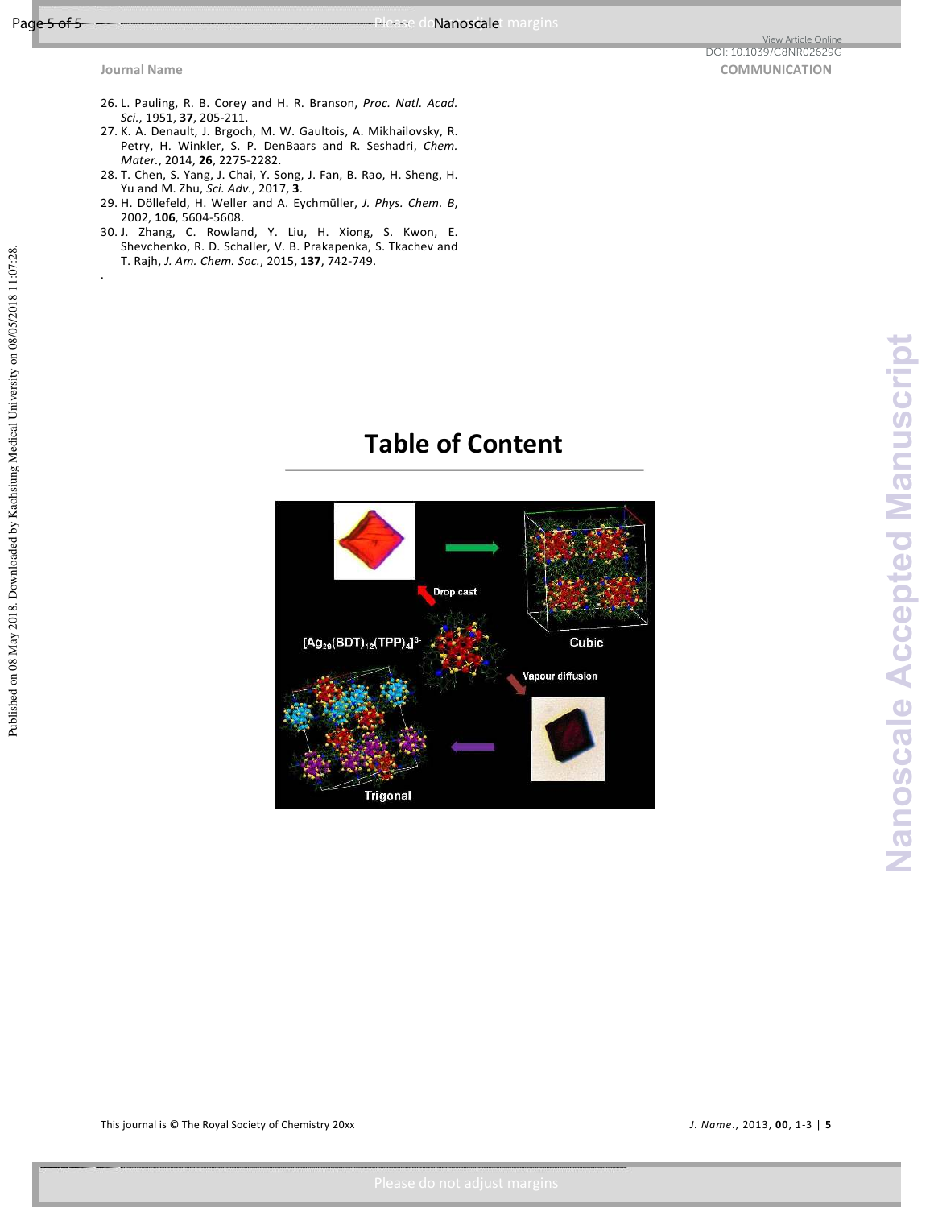26. L. Pauling, R. B. Corey and H. R. Branson, *Proc. Natl. Acad. Sci.*, 1951, **37**, 205-211.
27. K. A. Denault, J. Brgoch, M. W. Gaultois, A. Mikhailovsky, R. Petry, H. Winkler, S. P. DenBaars and R. Seshadri, *Chem. Mater.*, 2014, **26**, 2275-2282.
28. T. Chen, S. Yang, J. Chai, Y. Song, J. Fan, B. Rao, H. Sheng, H. Yu and M. Zhu, *Sci. Adv.*, 2017, **3**.
29. H. Döllefeld, H. Weller and A. Eychmüller, *J. Phys. Chem. B*, 2002, **106**, 5604-5608.
30. J. Zhang, C. Rowland, Y. Liu, H. Xiong, S. Kwon, E. Shevchenko, R. D. Schaller, V. B. Prakapenka, S. Tkachev and T. Rajh, *J. Am. Chem. Soc.*, 2015, **137**, 742-749.

# Table of Content

Drop cast

Cubic

$[Ag_{29}(BDT)_{12}(TPP)_4]^{3-}$

Vapour diffusion

Trigonal